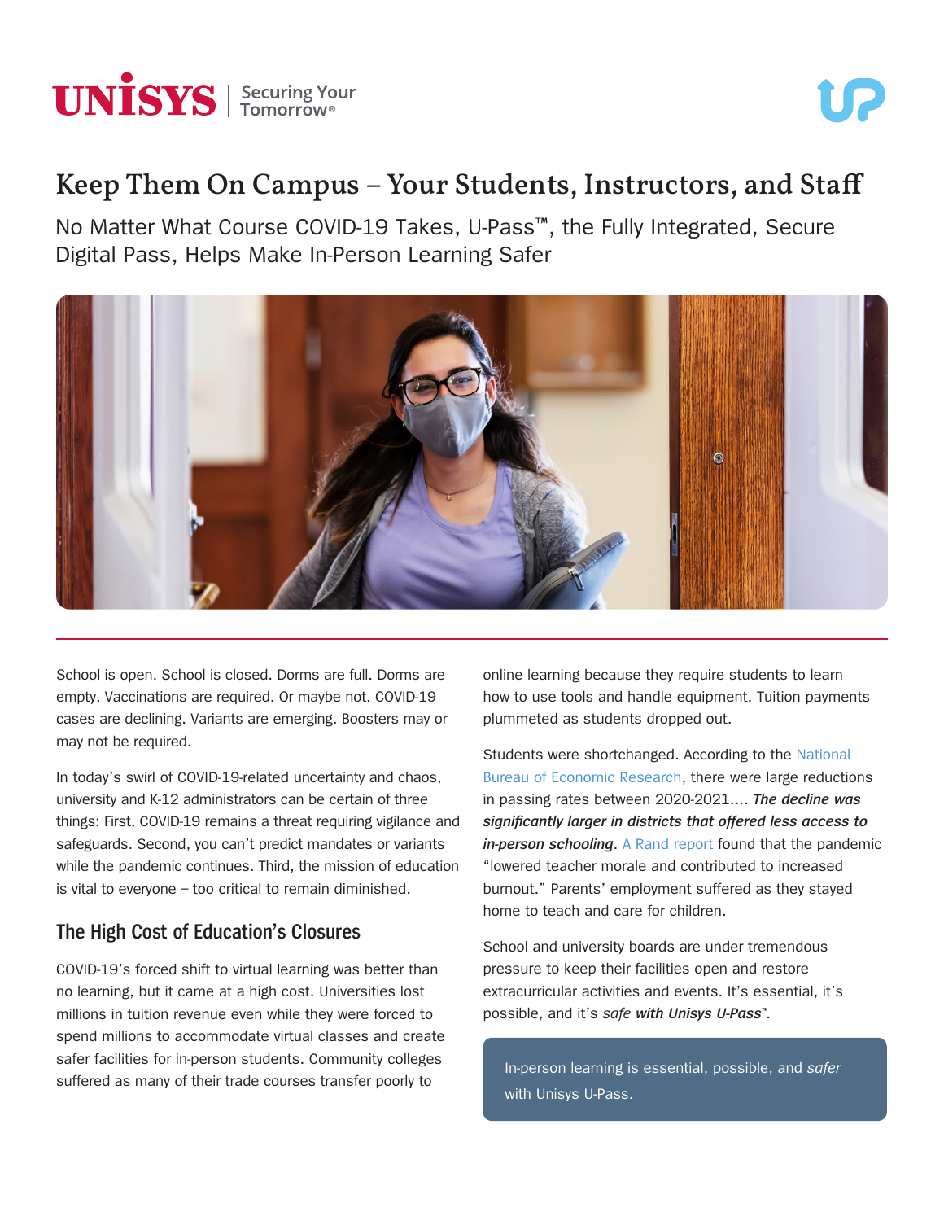# Keep Them On Campus – Your Students, Instructors, and Staff

No Matter What Course COVID-19 Takes, U-Pass™, the Fully Integrated, Secure Digital Pass, Helps Make In-Person Learning Safer

School is open. School is closed. Dorms are full. Dorms are empty. Vaccinations are required. Or maybe not. COVID-19 cases are declining. Variants are emerging. Boosters may or may not be required.

In today's swirl of COVID-19-related uncertainty and chaos, university and K-12 administrators can be certain of three things: First, COVID-19 remains a threat requiring vigilance and safeguards. Second, you can't predict mandates or variants while the pandemic continues. Third, the mission of education is vital to everyone – too critical to remain diminished.

## The High Cost of Education's Closures

COVID-19's forced shift to virtual learning was better than no learning, but it came at a high cost. Universities lost millions in tuition revenue even while they were forced to spend millions to accommodate virtual classes and create safer facilities for in-person students. Community colleges suffered as many of their trade courses transfer poorly to online learning because they require students to learn how to use tools and handle equipment. Tuition payments plummeted as students dropped out.

Students were shortchanged. According to the National Bureau of Economic Research, there were large reductions in passing rates between 2020-2021.... ***The decline was significantly larger in districts that offered less access to in-person schooling***. A Rand report found that the pandemic "lowered teacher morale and contributed to increased burnout." Parents' employment suffered as they stayed home to teach and care for children.

School and university boards are under tremendous pressure to keep their facilities open and restore extracurricular activities and events. It's essential, it's possible, and it's *safe* ***with Unisys U-Pass***™.

> In-person learning is essential, possible, and *safer* with Unisys U-Pass.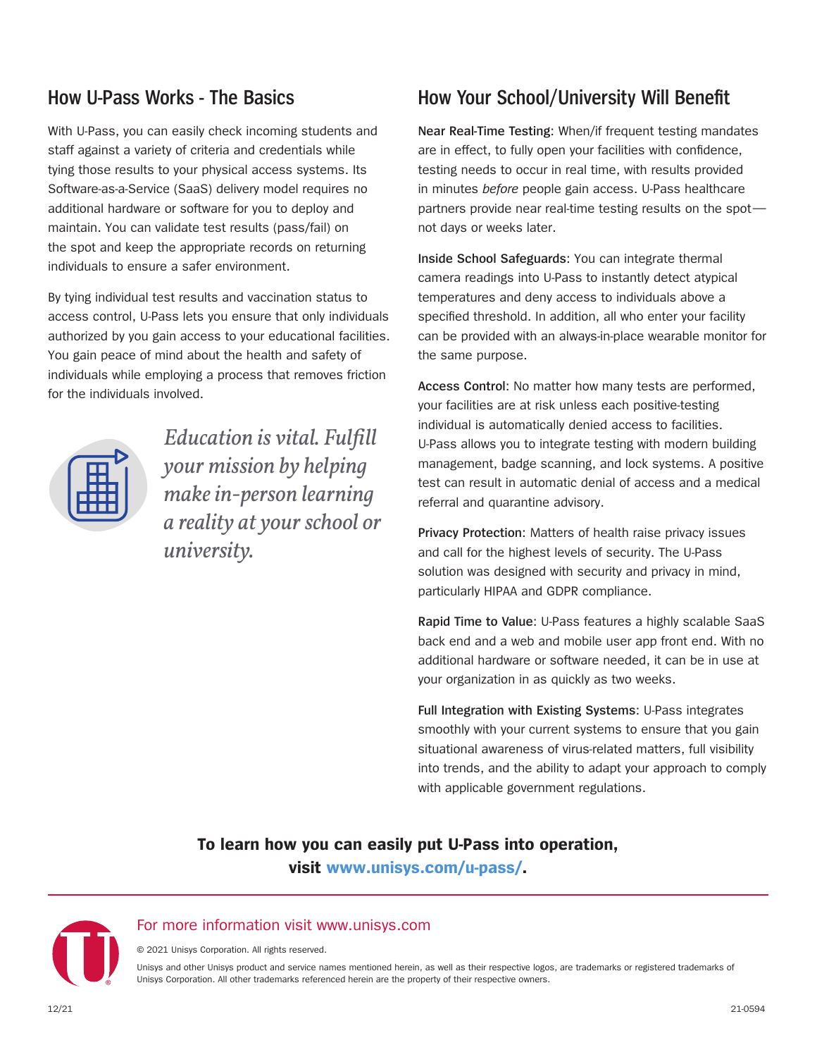## How U-Pass Works - The Basics

With U-Pass, you can easily check incoming students and staff against a variety of criteria and credentials while tying those results to your physical access systems. Its Software-as-a-Service (SaaS) delivery model requires no additional hardware or software for you to deploy and maintain. You can validate test results (pass/fail) on the spot and keep the appropriate records on returning individuals to ensure a safer environment.

By tying individual test results and vaccination status to access control, U-Pass lets you ensure that only individuals authorized by you gain access to your educational facilities. You gain peace of mind about the health and safety of individuals while employing a process that removes friction for the individuals involved.

*Education is vital. Fulfill your mission by helping make in-person learning a reality at your school or university.*

## How Your School/University Will Benefit

**Near Real-Time Testing**: When/if frequent testing mandates are in effect, to fully open your facilities with confidence, testing needs to occur in real time, with results provided in minutes *before* people gain access. U-Pass healthcare partners provide near real-time testing results on the spot—not days or weeks later.

**Inside School Safeguards**: You can integrate thermal camera readings into U-Pass to instantly detect atypical temperatures and deny access to individuals above a specified threshold. In addition, all who enter your facility can be provided with an always-in-place wearable monitor for the same purpose.

**Access Control**: No matter how many tests are performed, your facilities are at risk unless each positive-testing individual is automatically denied access to facilities. U-Pass allows you to integrate testing with modern building management, badge scanning, and lock systems. A positive test can result in automatic denial of access and a medical referral and quarantine advisory.

**Privacy Protection**: Matters of health raise privacy issues and call for the highest levels of security. The U-Pass solution was designed with security and privacy in mind, particularly HIPAA and GDPR compliance.

**Rapid Time to Value**: U-Pass features a highly scalable SaaS back end and a web and mobile user app front end. With no additional hardware or software needed, it can be in use at your organization in as quickly as two weeks.

**Full Integration with Existing Systems**: U-Pass integrates smoothly with your current systems to ensure that you gain situational awareness of virus-related matters, full visibility into trends, and the ability to adapt your approach to comply with applicable government regulations.

**To learn how you can easily put U-Pass into operation, visit www.unisys.com/u-pass/.**

For more information visit www.unisys.com

© 2021 Unisys Corporation. All rights reserved.

Unisys and other Unisys product and service names mentioned herein, as well as their respective logos, are trademarks or registered trademarks of Unisys Corporation. All other trademarks referenced herein are the property of their respective owners.

12/21

21-0594